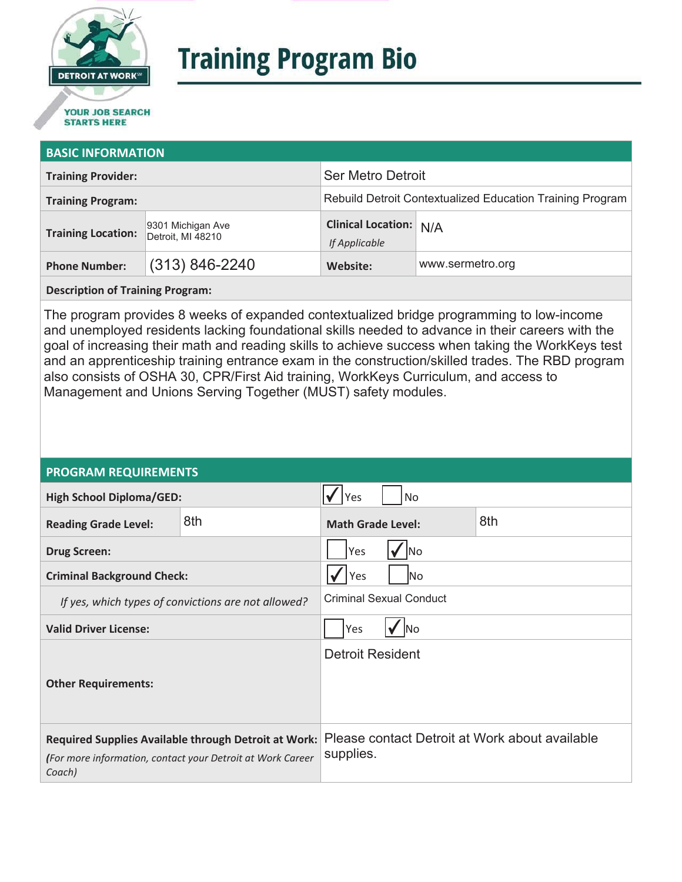# Training Program Bio

## BASIC INFORMATION

| | | | |
|---|---|---|---|
| **Training Provider:** | | Ser Metro Detroit | |
| **Training Program:** | | Rebuild Detroit Contextualized Education Training Program | |
| **Training Location:** | 9301 Michigan Ave<br>Detroit, MI 48210 | **Clinical Location:** *If Applicable* | N/A |
| **Phone Number:** | (313) 846-2240 | **Website:** | www.sermetro.org |

**Description of Training Program:**

The program provides 8 weeks of expanded contextualized bridge programming to low-income and unemployed residents lacking foundational skills needed to advance in their careers with the goal of increasing their math and reading skills to achieve success when taking the WorkKeys test and an apprenticeship training entrance exam in the construction/skilled trades. The RBD program also consists of OSHA 30, CPR/First Aid training, WorkKeys Curriculum, and access to Management and Unions Serving Together (MUST) safety modules.

## PROGRAM REQUIREMENTS

| | | | |
|---|---|---|---|
| **High School Diploma/GED:** | | ☑ Yes ☐ No | |
| **Reading Grade Level:** | 8th | **Math Grade Level:** | 8th |
| **Drug Screen:** | | ☐ Yes ☑ No | |
| **Criminal Background Check:** | | ☑ Yes ☐ No | |
| *If yes, which types of convictions are not allowed?* | | Criminal Sexual Conduct | |
| **Valid Driver License:** | | ☐ Yes ☑ No | |
| **Other Requirements:** | | Detroit Resident | |
| **Required Supplies Available through Detroit at Work:** *(For more information, contact your Detroit at Work Career Coach)* | | Please contact Detroit at Work about available supplies. | |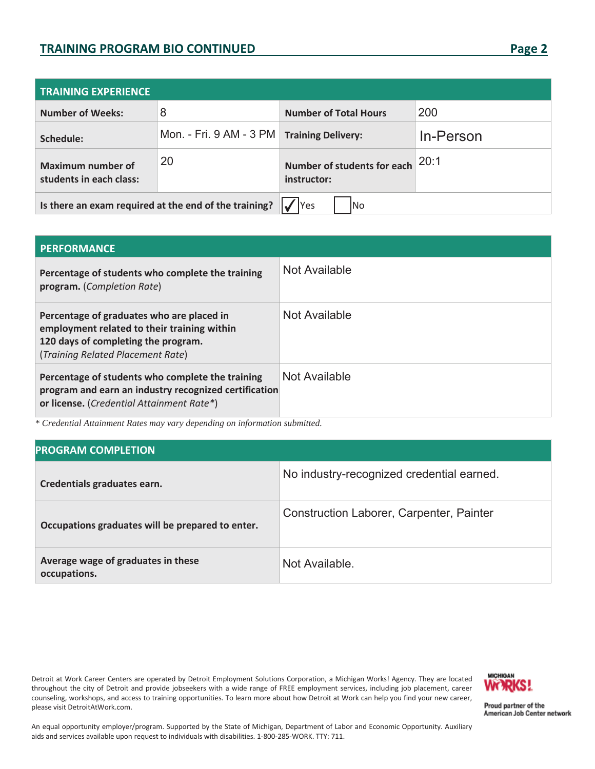## TRAINING PROGRAM BIO CONTINUED

| TRAINING EXPERIENCE | | | |
|---|---|---|---|
| **Number of Weeks:** | 8 | **Number of Total Hours** | 200 |
| **Schedule:** | Mon. - Fri. 9 AM - 3 PM | **Training Delivery:** | In-Person |
| **Maximum number of students in each class:** | 20 | **Number of students for each instructor:** | 20:1 |
| **Is there an exam required at the end of the training?** | ☑ Yes ☐ No | | |

| PERFORMANCE | |
|---|---|
| **Percentage of students who complete the training program.** (*Completion Rate*) | Not Available |
| **Percentage of graduates who are placed in employment related to their training within 120 days of completing the program.** (*Training Related Placement Rate*) | Not Available |
| **Percentage of students who complete the training program and earn an industry recognized certification or license.** (*Credential Attainment Rate**) | Not Available |

*\* Credential Attainment Rates may vary depending on information submitted.*

| PROGRAM COMPLETION | |
|---|---|
| **Credentials graduates earn.** | No industry-recognized credential earned. |
| **Occupations graduates will be prepared to enter.** | Construction Laborer, Carpenter, Painter |
| **Average wage of graduates in these occupations.** | Not Available. |

Detroit at Work Career Centers are operated by Detroit Employment Solutions Corporation, a Michigan Works! Agency. They are located throughout the city of Detroit and provide jobseekers with a wide range of FREE employment services, including job placement, career counseling, workshops, and access to training opportunities. To learn more about how Detroit at Work can help you find your new career, please visit DetroitAtWork.com.

MICHIGAN WORKS! Proud partner of the American Job Center network

An equal opportunity employer/program. Supported by the State of Michigan, Department of Labor and Economic Opportunity. Auxiliary aids and services available upon request to individuals with disabilities. 1-800-285-WORK. TTY: 711.